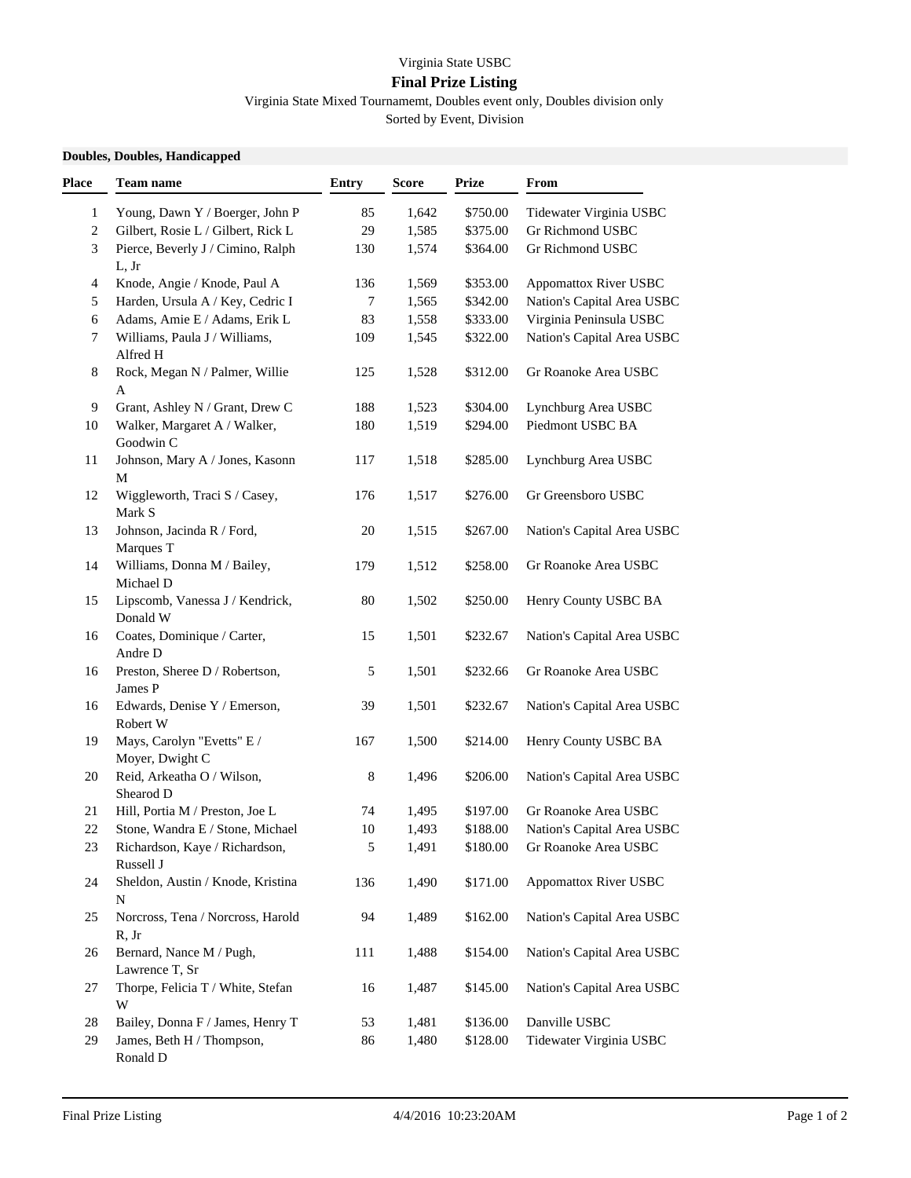Virginia State USBC

# Final Prize Listing

Virginia State Mixed Tournamemt, Doubles event only, Doubles division only

Sorted by Event, Division

### Doubles, Doubles, Handicapped

| Place | Team name | Entry | Score | Prize | From |
|---|---|---|---|---|---|
| 1 | Young, Dawn Y / Boerger, John P | 85 | 1,642 | $750.00 | Tidewater Virginia USBC |
| 2 | Gilbert, Rosie L / Gilbert, Rick L | 29 | 1,585 | $375.00 | Gr Richmond USBC |
| 3 | Pierce, Beverly J / Cimino, Ralph L, Jr | 130 | 1,574 | $364.00 | Gr Richmond USBC |
| 4 | Knode, Angie / Knode, Paul A | 136 | 1,569 | $353.00 | Appomattox River USBC |
| 5 | Harden, Ursula A / Key, Cedric I | 7 | 1,565 | $342.00 | Nation's Capital Area USBC |
| 6 | Adams, Amie E / Adams, Erik L | 83 | 1,558 | $333.00 | Virginia Peninsula USBC |
| 7 | Williams, Paula J / Williams, Alfred H | 109 | 1,545 | $322.00 | Nation's Capital Area USBC |
| 8 | Rock, Megan N / Palmer, Willie A | 125 | 1,528 | $312.00 | Gr Roanoke Area USBC |
| 9 | Grant, Ashley N / Grant, Drew C | 188 | 1,523 | $304.00 | Lynchburg Area USBC |
| 10 | Walker, Margaret A / Walker, Goodwin C | 180 | 1,519 | $294.00 | Piedmont USBC BA |
| 11 | Johnson, Mary A / Jones, Kasonn M | 117 | 1,518 | $285.00 | Lynchburg Area USBC |
| 12 | Wiggleworth, Traci S / Casey, Mark S | 176 | 1,517 | $276.00 | Gr Greensboro USBC |
| 13 | Johnson, Jacinda R / Ford, Marques T | 20 | 1,515 | $267.00 | Nation's Capital Area USBC |
| 14 | Williams, Donna M / Bailey, Michael D | 179 | 1,512 | $258.00 | Gr Roanoke Area USBC |
| 15 | Lipscomb, Vanessa J / Kendrick, Donald W | 80 | 1,502 | $250.00 | Henry County USBC BA |
| 16 | Coates, Dominique / Carter, Andre D | 15 | 1,501 | $232.67 | Nation's Capital Area USBC |
| 16 | Preston, Sheree D / Robertson, James P | 5 | 1,501 | $232.66 | Gr Roanoke Area USBC |
| 16 | Edwards, Denise Y / Emerson, Robert W | 39 | 1,501 | $232.67 | Nation's Capital Area USBC |
| 19 | Mays, Carolyn "Evetts" E / Moyer, Dwight C | 167 | 1,500 | $214.00 | Henry County USBC BA |
| 20 | Reid, Arkeatha O / Wilson, Shearod D | 8 | 1,496 | $206.00 | Nation's Capital Area USBC |
| 21 | Hill, Portia M / Preston, Joe L | 74 | 1,495 | $197.00 | Gr Roanoke Area USBC |
| 22 | Stone, Wandra E / Stone, Michael | 10 | 1,493 | $188.00 | Nation's Capital Area USBC |
| 23 | Richardson, Kaye / Richardson, Russell J | 5 | 1,491 | $180.00 | Gr Roanoke Area USBC |
| 24 | Sheldon, Austin / Knode, Kristina N | 136 | 1,490 | $171.00 | Appomattox River USBC |
| 25 | Norcross, Tena / Norcross, Harold R, Jr | 94 | 1,489 | $162.00 | Nation's Capital Area USBC |
| 26 | Bernard, Nance M / Pugh, Lawrence T, Sr | 111 | 1,488 | $154.00 | Nation's Capital Area USBC |
| 27 | Thorpe, Felicia T / White, Stefan W | 16 | 1,487 | $145.00 | Nation's Capital Area USBC |
| 28 | Bailey, Donna F / James, Henry T | 53 | 1,481 | $136.00 | Danville USBC |
| 29 | James, Beth H / Thompson, Ronald D | 86 | 1,480 | $128.00 | Tidewater Virginia USBC |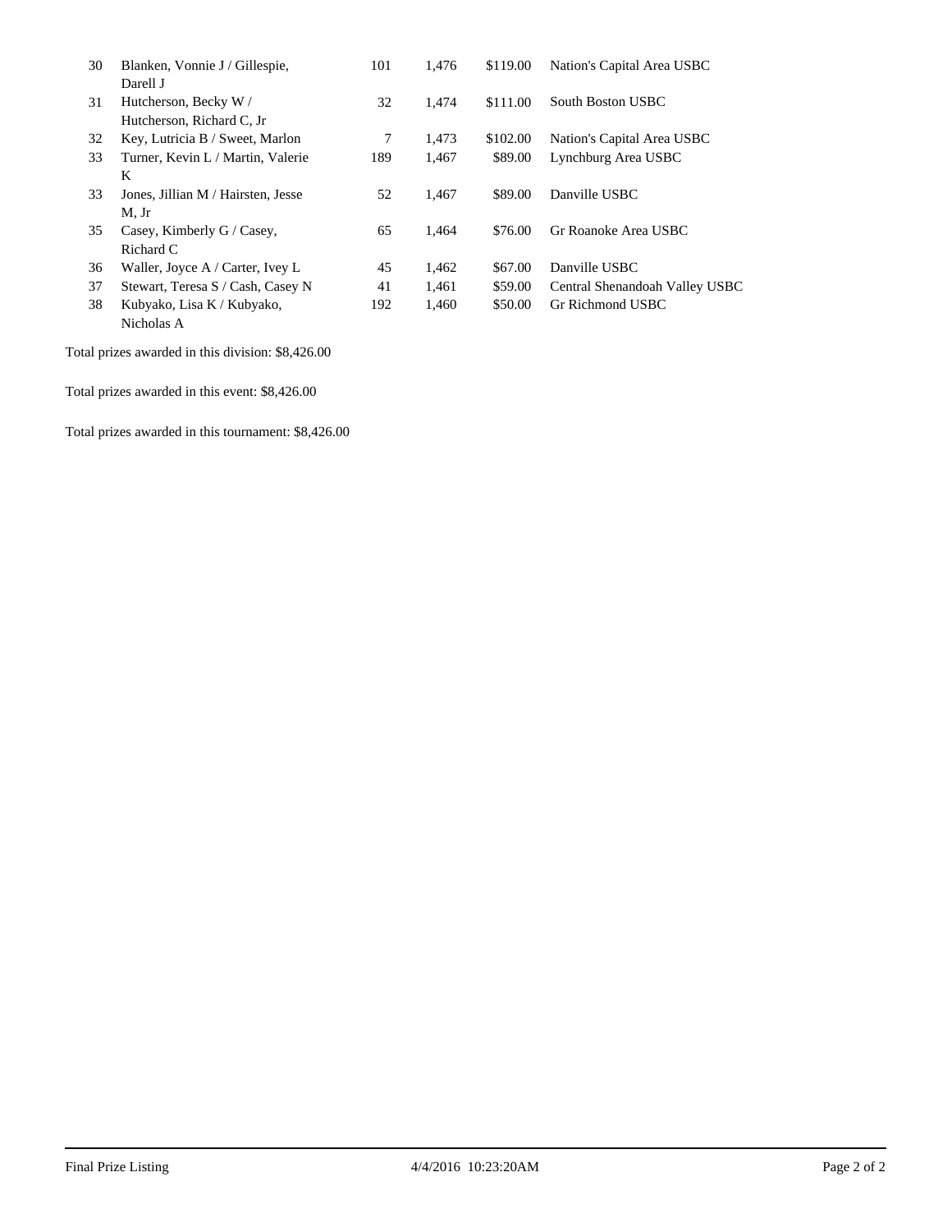| | | | | | |
|---|---|---|---|---|---|
| 30 | Blanken, Vonnie J / Gillespie, Darell J | 101 | 1,476 | $119.00 | Nation's Capital Area USBC |
| 31 | Hutcherson, Becky W / Hutcherson, Richard C, Jr | 32 | 1,474 | $111.00 | South Boston USBC |
| 32 | Key, Lutricia B / Sweet, Marlon | 7 | 1,473 | $102.00 | Nation's Capital Area USBC |
| 33 | Turner, Kevin L / Martin, Valerie K | 189 | 1,467 | $89.00 | Lynchburg Area USBC |
| 33 | Jones, Jillian M / Hairsten, Jesse M, Jr | 52 | 1,467 | $89.00 | Danville USBC |
| 35 | Casey, Kimberly G / Casey, Richard C | 65 | 1,464 | $76.00 | Gr Roanoke Area USBC |
| 36 | Waller, Joyce A / Carter, Ivey L | 45 | 1,462 | $67.00 | Danville USBC |
| 37 | Stewart, Teresa S / Cash, Casey N | 41 | 1,461 | $59.00 | Central Shenandoah Valley USBC |
| 38 | Kubyako, Lisa K / Kubyako, Nicholas A | 192 | 1,460 | $50.00 | Gr Richmond USBC |

Total prizes awarded in this division: $8,426.00

Total prizes awarded in this event: $8,426.00

Total prizes awarded in this tournament: $8,426.00